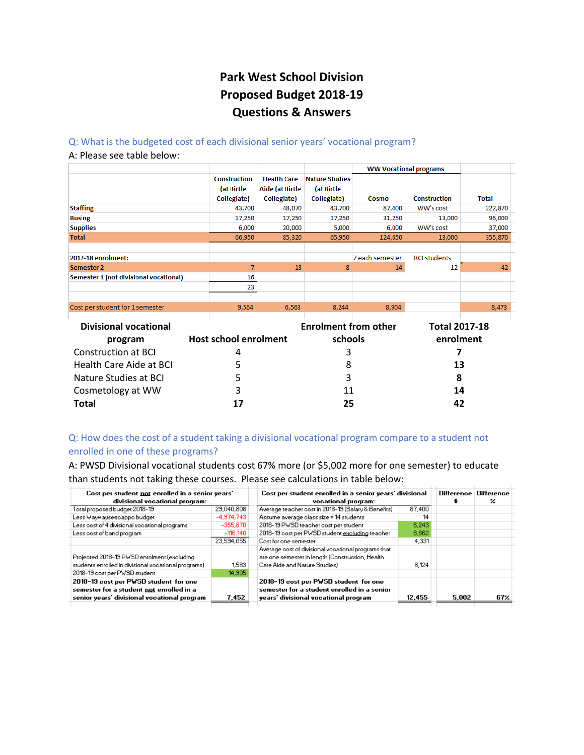# Park West School Division
# Proposed Budget 2018-19
# Questions & Answers

Q: What is the budgeted cost of each divisional senior years' vocational program?

A: Please see table below:

| | Construction (at Birtle Collegiate) | Health Care Aide (at Birtle Collegiate) | Nature Studies (at Birtle Collegiate) | WW Vocational programs | | Total |
|---|---|---|---|---|---|---|
| | | | | Cosmo | Construction | |
| **Staffing** | 43,700 | 48,070 | 43,700 | 87,400 | WW's cost | 222,870 |
| **Busing** | 17,250 | 17,250 | 17,250 | 31,250 | 13,000 | 96,000 |
| **Supplies** | 6,000 | 20,000 | 5,000 | 6,000 | WW's cost | 37,000 |
| **Total** | 66,950 | 85,320 | 65,950 | 124,650 | 13,000 | 355,870 |
| | | | | | | |
| **2017-18 enrolment:** | | | | 7 each semester | RCI students | |
| **Semester 2** | 7 | 13 | 8 | 14 | 12 | 42 |
| **Semester 1 (not divisional vocational)** | 16 | | | | | |
| | 23 | | | | | |
| | | | | | | |
| Cost per student for 1 semester | 9,564 | 6,563 | 8,244 | 8,904 | | 8,473 |

| Divisional vocational program | Host school enrolment | Enrolment from other schools | Total 2017-18 enrolment |
|---|---|---|---|
| Construction at BCI | 4 | 3 | **7** |
| Health Care Aide at BCI | 5 | 8 | **13** |
| Nature Studies at BCI | 5 | 3 | **8** |
| Cosmetology at WW | 3 | 11 | **14** |
| **Total** | **17** | **25** | **42** |

Q: How does the cost of a student taking a divisional vocational program compare to a student not enrolled in one of these programs?

A: PWSD Divisional vocational students cost 67% more (or $5,002 more for one semester) to educate than students not taking these courses. Please see calculations in table below:

| Cost per student **not** enrolled in a senior years' divisional vocational program: | | Cost per student enrolled in a senior years' divisional vocational program: | | Difference $ | Difference % |
|---|---|---|---|---|---|
| Total proposed budget 2018-19 | 29,040,808 | Average teacher cost in 2018-19 (Salary & Benefits) | 87,400 | | |
| Less Waywayseecappo budget | -4,974,743 | Assume average class size = 14 students | 14 | | |
| Less cost of 4 divisional vocational programs | -355,870 | 2018-19 PWSD teacher cost per student | 6,243 | | |
| Less cost of band program | -116,140 | 2018-19 cost per PWSD student excluding teacher | 8,662 | | |
| | 23,594,055 | Cost for one semester | 4,331 | | |
| Projected 2018-19 PWSD enrolment (excluding students enrolled in divisional vocational programs) | 1,583 | Average cost of divisional vocational programs that are one semester in length (Construction, Health Care Aide and Nature Studies) | 8,124 | | |
| 2018-19 cost per PWSD student | 14,905 | | | | |
| **2018-19 cost per PWSD student for one semester for a student not enrolled in a senior years' divisional vocational program** | **7,452** | **2018-19 cost per PWSD student for one semester for a student enrolled in a senior years' divisional vocational program** | **12,455** | **5,002** | **67%** |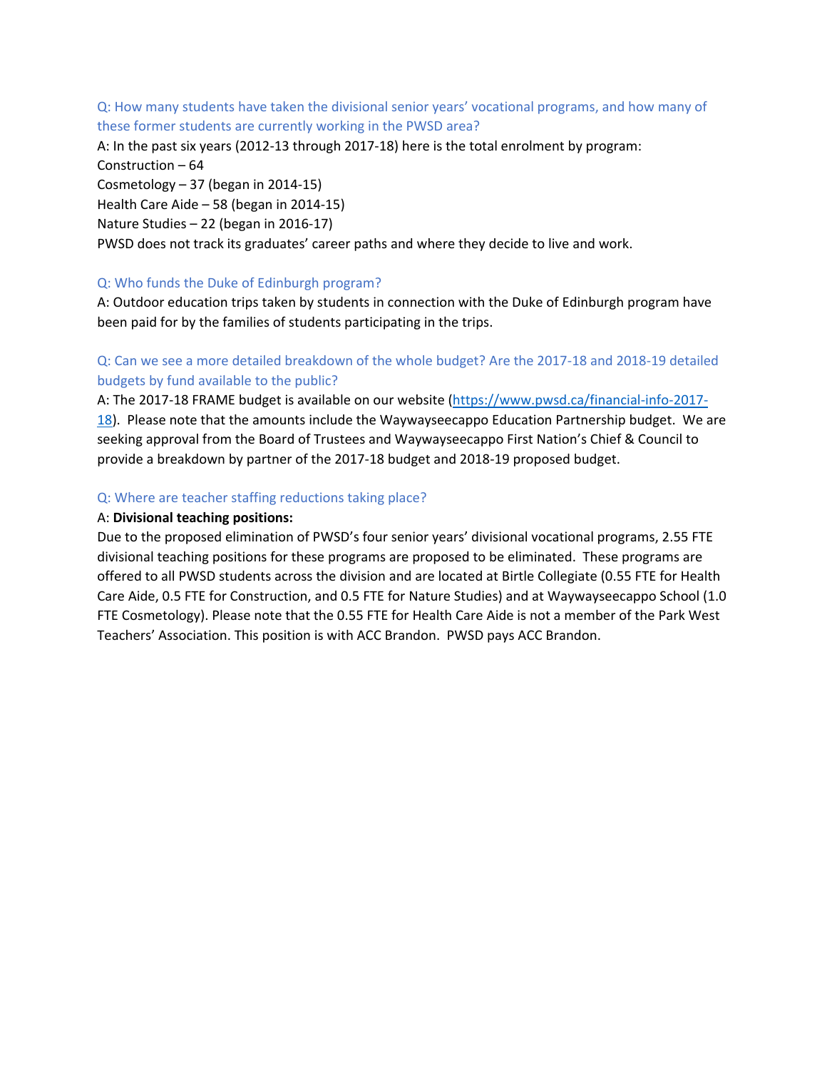Q: How many students have taken the divisional senior years' vocational programs, and how many of these former students are currently working in the PWSD area?

A: In the past six years (2012-13 through 2017-18) here is the total enrolment by program:
Construction – 64
Cosmetology – 37 (began in 2014-15)
Health Care Aide – 58 (began in 2014-15)
Nature Studies – 22 (began in 2016-17)
PWSD does not track its graduates' career paths and where they decide to live and work.

Q: Who funds the Duke of Edinburgh program?

A: Outdoor education trips taken by students in connection with the Duke of Edinburgh program have been paid for by the families of students participating in the trips.

Q: Can we see a more detailed breakdown of the whole budget? Are the 2017-18 and 2018-19 detailed budgets by fund available to the public?

A: The 2017-18 FRAME budget is available on our website (https://www.pwsd.ca/financial-info-2017-18). Please note that the amounts include the Waywayseecappo Education Partnership budget. We are seeking approval from the Board of Trustees and Waywayseecappo First Nation's Chief & Council to provide a breakdown by partner of the 2017-18 budget and 2018-19 proposed budget.

Q: Where are teacher staffing reductions taking place?

A: **Divisional teaching positions:**
Due to the proposed elimination of PWSD's four senior years' divisional vocational programs, 2.55 FTE divisional teaching positions for these programs are proposed to be eliminated. These programs are offered to all PWSD students across the division and are located at Birtle Collegiate (0.55 FTE for Health Care Aide, 0.5 FTE for Construction, and 0.5 FTE for Nature Studies) and at Waywayseecappo School (1.0 FTE Cosmetology). Please note that the 0.55 FTE for Health Care Aide is not a member of the Park West Teachers' Association. This position is with ACC Brandon. PWSD pays ACC Brandon.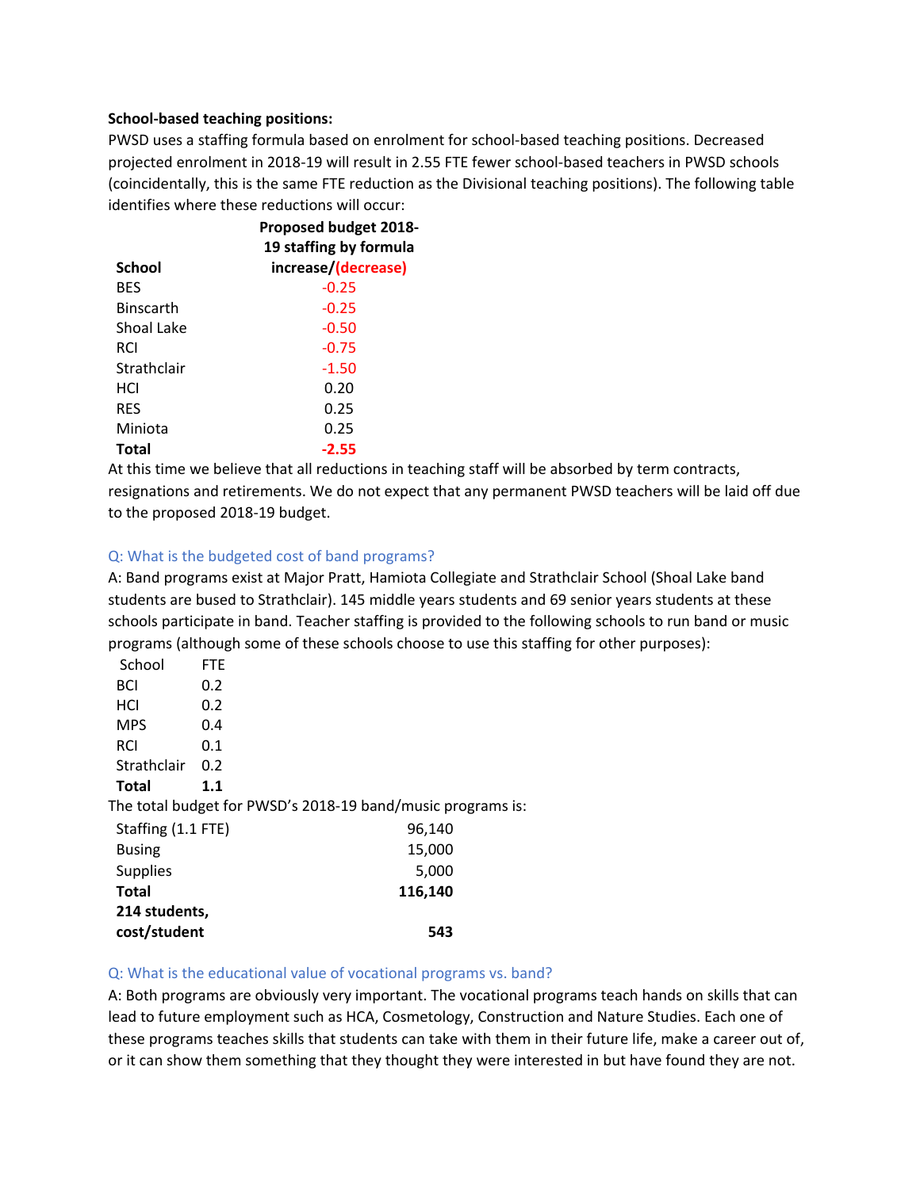**School-based teaching positions:**

PWSD uses a staffing formula based on enrolment for school-based teaching positions. Decreased projected enrolment in 2018-19 will result in 2.55 FTE fewer school-based teachers in PWSD schools (coincidentally, this is the same FTE reduction as the Divisional teaching positions). The following table identifies where these reductions will occur:

| School | Proposed budget 2018-19 staffing by formula increase/(decrease) |
|---|---|
| BES | -0.25 |
| Binscarth | -0.25 |
| Shoal Lake | -0.50 |
| RCI | -0.75 |
| Strathclair | -1.50 |
| HCI | 0.20 |
| RES | 0.25 |
| Miniota | 0.25 |
| **Total** | **-2.55** |

At this time we believe that all reductions in teaching staff will be absorbed by term contracts, resignations and retirements. We do not expect that any permanent PWSD teachers will be laid off due to the proposed 2018-19 budget.

Q: What is the budgeted cost of band programs?

A: Band programs exist at Major Pratt, Hamiota Collegiate and Strathclair School (Shoal Lake band students are bused to Strathclair). 145 middle years students and 69 senior years students at these schools participate in band. Teacher staffing is provided to the following schools to run band or music programs (although some of these schools choose to use this staffing for other purposes):

| School | FTE |
|---|---|
| BCI | 0.2 |
| HCI | 0.2 |
| MPS | 0.4 |
| RCI | 0.1 |
| Strathclair | 0.2 |
| **Total** | **1.1** |

The total budget for PWSD's 2018-19 band/music programs is:

| | |
|---|---|
| Staffing (1.1 FTE) | 96,140 |
| Busing | 15,000 |
| Supplies | 5,000 |
| **Total** | **116,140** |
| **214 students, cost/student** | **543** |

Q: What is the educational value of vocational programs vs. band?

A: Both programs are obviously very important. The vocational programs teach hands on skills that can lead to future employment such as HCA, Cosmetology, Construction and Nature Studies. Each one of these programs teaches skills that students can take with them in their future life, make a career out of, or it can show them something that they thought they were interested in but have found they are not.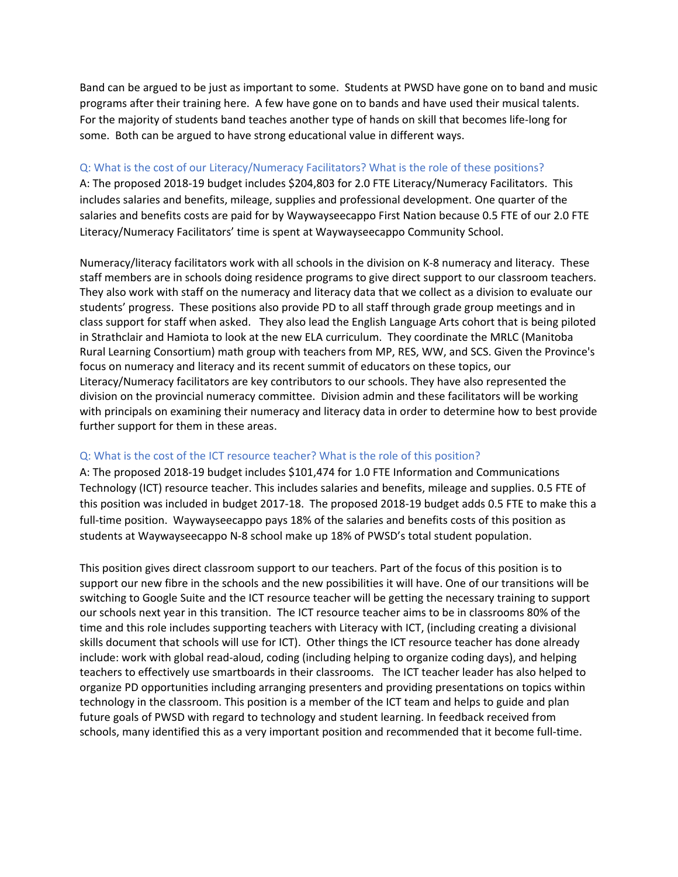Band can be argued to be just as important to some. Students at PWSD have gone on to band and music programs after their training here. A few have gone on to bands and have used their musical talents. For the majority of students band teaches another type of hands on skill that becomes life-long for some. Both can be argued to have strong educational value in different ways.

Q: What is the cost of our Literacy/Numeracy Facilitators? What is the role of these positions?

A: The proposed 2018-19 budget includes $204,803 for 2.0 FTE Literacy/Numeracy Facilitators. This includes salaries and benefits, mileage, supplies and professional development. One quarter of the salaries and benefits costs are paid for by Waywayseecappo First Nation because 0.5 FTE of our 2.0 FTE Literacy/Numeracy Facilitators' time is spent at Waywayseecappo Community School.

Numeracy/literacy facilitators work with all schools in the division on K-8 numeracy and literacy. These staff members are in schools doing residence programs to give direct support to our classroom teachers. They also work with staff on the numeracy and literacy data that we collect as a division to evaluate our students' progress. These positions also provide PD to all staff through grade group meetings and in class support for staff when asked. They also lead the English Language Arts cohort that is being piloted in Strathclair and Hamiota to look at the new ELA curriculum. They coordinate the MRLC (Manitoba Rural Learning Consortium) math group with teachers from MP, RES, WW, and SCS. Given the Province's focus on numeracy and literacy and its recent summit of educators on these topics, our Literacy/Numeracy facilitators are key contributors to our schools. They have also represented the division on the provincial numeracy committee. Division admin and these facilitators will be working with principals on examining their numeracy and literacy data in order to determine how to best provide further support for them in these areas.

Q: What is the cost of the ICT resource teacher? What is the role of this position?

A: The proposed 2018-19 budget includes $101,474 for 1.0 FTE Information and Communications Technology (ICT) resource teacher. This includes salaries and benefits, mileage and supplies. 0.5 FTE of this position was included in budget 2017-18. The proposed 2018-19 budget adds 0.5 FTE to make this a full-time position. Waywayseecappo pays 18% of the salaries and benefits costs of this position as students at Waywayseecappo N-8 school make up 18% of PWSD's total student population.

This position gives direct classroom support to our teachers. Part of the focus of this position is to support our new fibre in the schools and the new possibilities it will have. One of our transitions will be switching to Google Suite and the ICT resource teacher will be getting the necessary training to support our schools next year in this transition. The ICT resource teacher aims to be in classrooms 80% of the time and this role includes supporting teachers with Literacy with ICT, (including creating a divisional skills document that schools will use for ICT). Other things the ICT resource teacher has done already include: work with global read-aloud, coding (including helping to organize coding days), and helping teachers to effectively use smartboards in their classrooms. The ICT teacher leader has also helped to organize PD opportunities including arranging presenters and providing presentations on topics within technology in the classroom. This position is a member of the ICT team and helps to guide and plan future goals of PWSD with regard to technology and student learning. In feedback received from schools, many identified this as a very important position and recommended that it become full-time.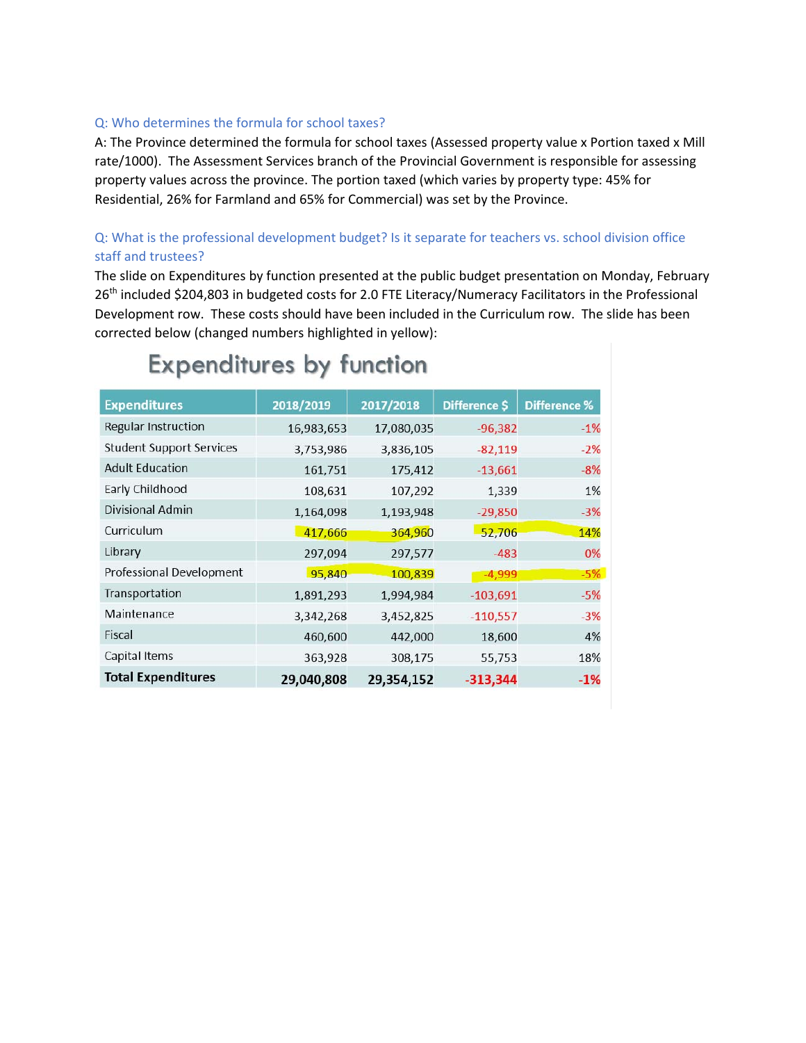Q: Who determines the formula for school taxes?

A: The Province determined the formula for school taxes (Assessed property value x Portion taxed x Mill rate/1000). The Assessment Services branch of the Provincial Government is responsible for assessing property values across the province. The portion taxed (which varies by property type: 45% for Residential, 26% for Farmland and 65% for Commercial) was set by the Province.

Q: What is the professional development budget? Is it separate for teachers vs. school division office staff and trustees?

The slide on Expenditures by function presented at the public budget presentation on Monday, February 26th included $204,803 in budgeted costs for 2.0 FTE Literacy/Numeracy Facilitators in the Professional Development row. These costs should have been included in the Curriculum row. The slide has been corrected below (changed numbers highlighted in yellow):

## Expenditures by function

| Expenditures | 2018/2019 | 2017/2018 | Difference $ | Difference % |
|---|---|---|---|---|
| Regular Instruction | 16,983,653 | 17,080,035 | -96,382 | -1% |
| Student Support Services | 3,753,986 | 3,836,105 | -82,119 | -2% |
| Adult Education | 161,751 | 175,412 | -13,661 | -8% |
| Early Childhood | 108,631 | 107,292 | 1,339 | 1% |
| Divisional Admin | 1,164,098 | 1,193,948 | -29,850 | -3% |
| Curriculum | 417,666 | 364,960 | 52,706 | 14% |
| Library | 297,094 | 297,577 | -483 | 0% |
| Professional Development | 95,840 | 100,839 | -4,999 | -5% |
| Transportation | 1,891,293 | 1,994,984 | -103,691 | -5% |
| Maintenance | 3,342,268 | 3,452,825 | -110,557 | -3% |
| Fiscal | 460,600 | 442,000 | 18,600 | 4% |
| Capital Items | 363,928 | 308,175 | 55,753 | 18% |
| **Total Expenditures** | **29,040,808** | **29,354,152** | **-313,344** | **-1%** |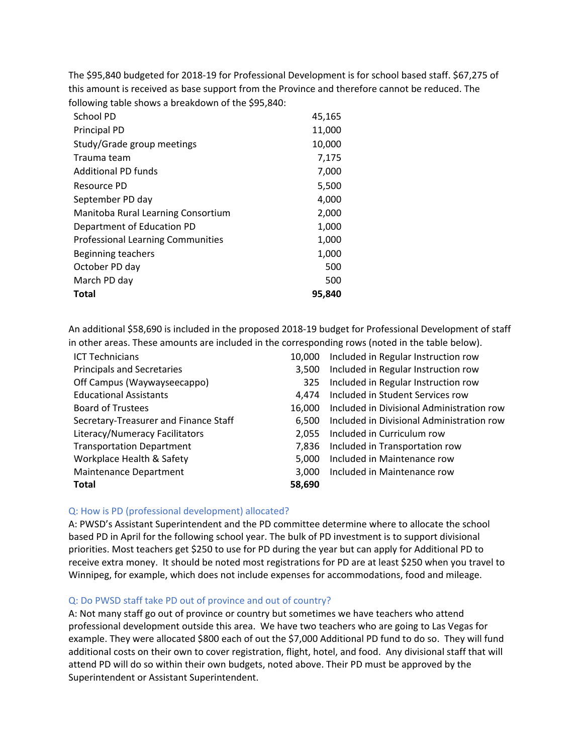The $95,840 budgeted for 2018-19 for Professional Development is for school based staff. $67,275 of this amount is received as base support from the Province and therefore cannot be reduced. The following table shows a breakdown of the $95,840:

| | |
|---|---|
| School PD | 45,165 |
| Principal PD | 11,000 |
| Study/Grade group meetings | 10,000 |
| Trauma team | 7,175 |
| Additional PD funds | 7,000 |
| Resource PD | 5,500 |
| September PD day | 4,000 |
| Manitoba Rural Learning Consortium | 2,000 |
| Department of Education PD | 1,000 |
| Professional Learning Communities | 1,000 |
| Beginning teachers | 1,000 |
| October PD day | 500 |
| March PD day | 500 |
| **Total** | **95,840** |

An additional $58,690 is included in the proposed 2018-19 budget for Professional Development of staff in other areas. These amounts are included in the corresponding rows (noted in the table below).

| | | |
|---|---|---|
| ICT Technicians | 10,000 | Included in Regular Instruction row |
| Principals and Secretaries | 3,500 | Included in Regular Instruction row |
| Off Campus (Waywayseecappo) | 325 | Included in Regular Instruction row |
| Educational Assistants | 4,474 | Included in Student Services row |
| Board of Trustees | 16,000 | Included in Divisional Administration row |
| Secretary-Treasurer and Finance Staff | 6,500 | Included in Divisional Administration row |
| Literacy/Numeracy Facilitators | 2,055 | Included in Curriculum row |
| Transportation Department | 7,836 | Included in Transportation row |
| Workplace Health & Safety | 5,000 | Included in Maintenance row |
| Maintenance Department | 3,000 | Included in Maintenance row |
| **Total** | **58,690** | |

### Q: How is PD (professional development) allocated?

A: PWSD's Assistant Superintendent and the PD committee determine where to allocate the school based PD in April for the following school year. The bulk of PD investment is to support divisional priorities. Most teachers get $250 to use for PD during the year but can apply for Additional PD to receive extra money. It should be noted most registrations for PD are at least $250 when you travel to Winnipeg, for example, which does not include expenses for accommodations, food and mileage.

### Q: Do PWSD staff take PD out of province and out of country?

A: Not many staff go out of province or country but sometimes we have teachers who attend professional development outside this area. We have two teachers who are going to Las Vegas for example. They were allocated $800 each of out the $7,000 Additional PD fund to do so. They will fund additional costs on their own to cover registration, flight, hotel, and food. Any divisional staff that will attend PD will do so within their own budgets, noted above. Their PD must be approved by the Superintendent or Assistant Superintendent.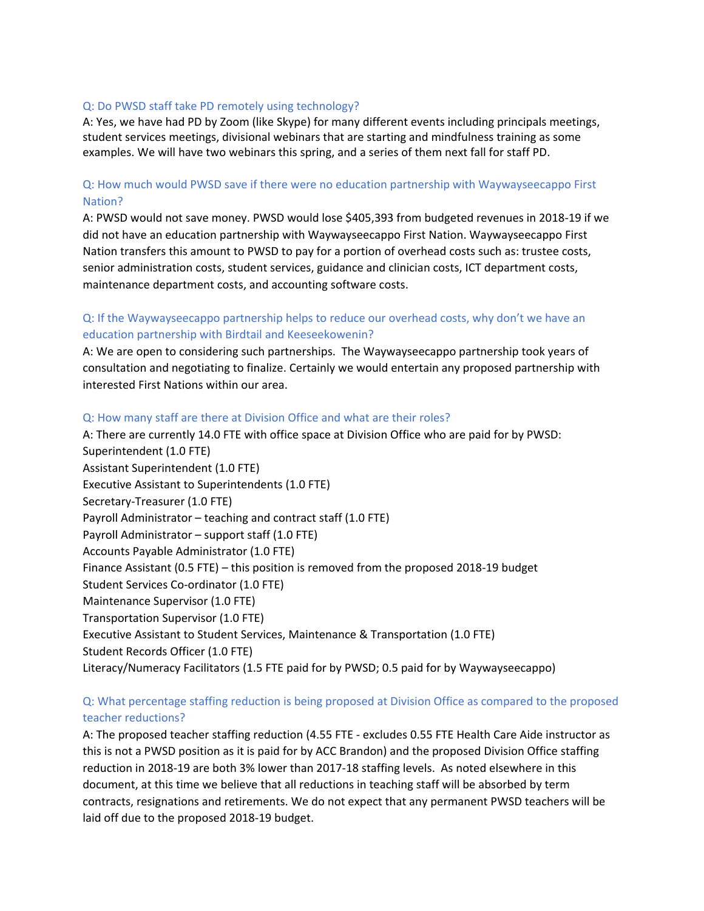### Q: Do PWSD staff take PD remotely using technology?

A: Yes, we have had PD by Zoom (like Skype) for many different events including principals meetings, student services meetings, divisional webinars that are starting and mindfulness training as some examples. We will have two webinars this spring, and a series of them next fall for staff PD.

### Q: How much would PWSD save if there were no education partnership with Waywayseecappo First Nation?

A: PWSD would not save money. PWSD would lose $405,393 from budgeted revenues in 2018-19 if we did not have an education partnership with Waywayseecappo First Nation. Waywayseecappo First Nation transfers this amount to PWSD to pay for a portion of overhead costs such as: trustee costs, senior administration costs, student services, guidance and clinician costs, ICT department costs, maintenance department costs, and accounting software costs.

### Q: If the Waywayseecappo partnership helps to reduce our overhead costs, why don't we have an education partnership with Birdtail and Keeseekowenin?

A: We are open to considering such partnerships. The Waywayseecappo partnership took years of consultation and negotiating to finalize. Certainly we would entertain any proposed partnership with interested First Nations within our area.

### Q: How many staff are there at Division Office and what are their roles?

A: There are currently 14.0 FTE with office space at Division Office who are paid for by PWSD:

Superintendent (1.0 FTE)
Assistant Superintendent (1.0 FTE)
Executive Assistant to Superintendents (1.0 FTE)
Secretary-Treasurer (1.0 FTE)
Payroll Administrator – teaching and contract staff (1.0 FTE)
Payroll Administrator – support staff (1.0 FTE)
Accounts Payable Administrator (1.0 FTE)
Finance Assistant (0.5 FTE) – this position is removed from the proposed 2018-19 budget
Student Services Co-ordinator (1.0 FTE)
Maintenance Supervisor (1.0 FTE)
Transportation Supervisor (1.0 FTE)
Executive Assistant to Student Services, Maintenance & Transportation (1.0 FTE)
Student Records Officer (1.0 FTE)
Literacy/Numeracy Facilitators (1.5 FTE paid for by PWSD; 0.5 paid for by Waywayseecappo)

### Q: What percentage staffing reduction is being proposed at Division Office as compared to the proposed teacher reductions?

A: The proposed teacher staffing reduction (4.55 FTE - excludes 0.55 FTE Health Care Aide instructor as this is not a PWSD position as it is paid for by ACC Brandon) and the proposed Division Office staffing reduction in 2018-19 are both 3% lower than 2017-18 staffing levels. As noted elsewhere in this document, at this time we believe that all reductions in teaching staff will be absorbed by term contracts, resignations and retirements. We do not expect that any permanent PWSD teachers will be laid off due to the proposed 2018-19 budget.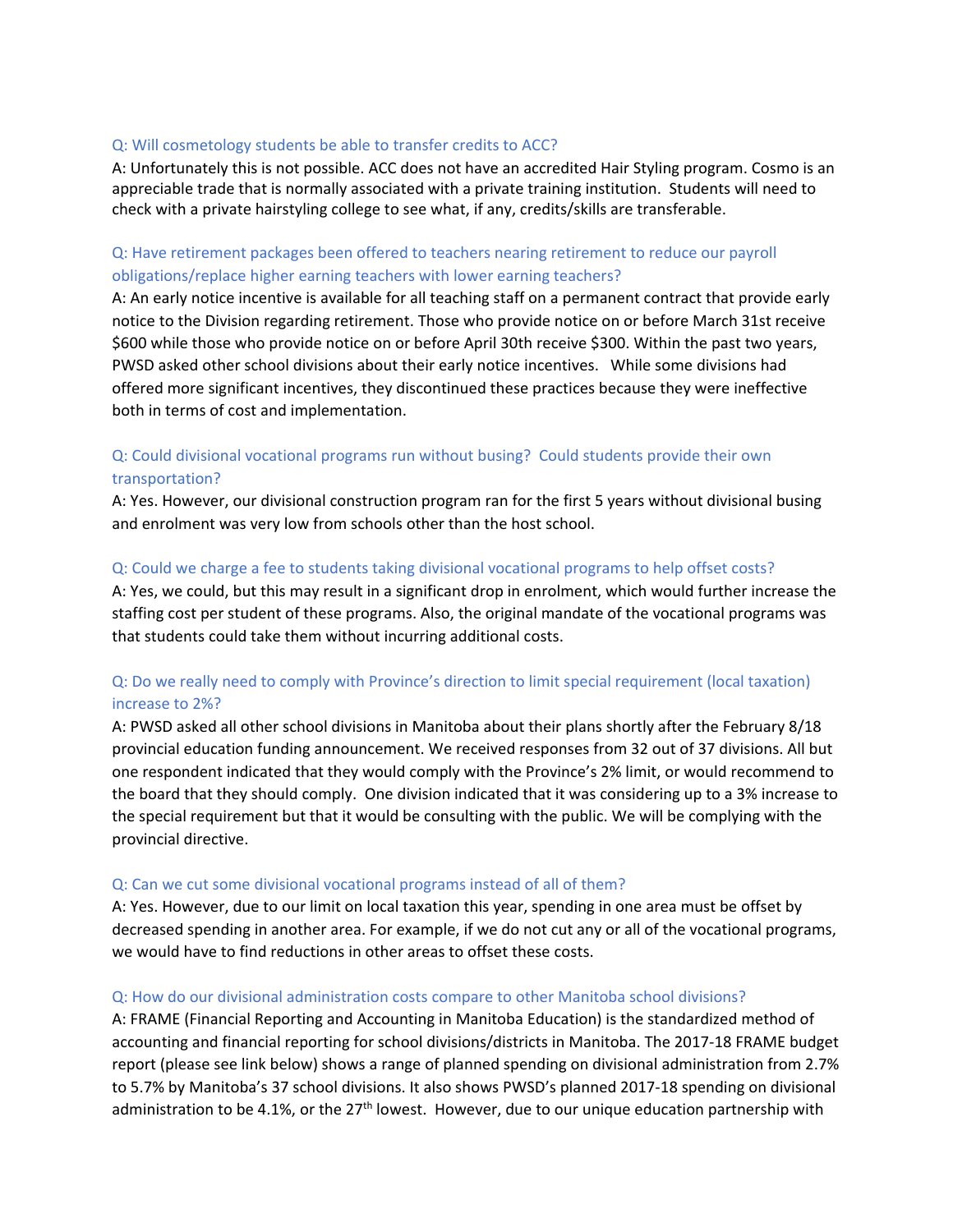Q: Will cosmetology students be able to transfer credits to ACC?

A: Unfortunately this is not possible. ACC does not have an accredited Hair Styling program. Cosmo is an appreciable trade that is normally associated with a private training institution. Students will need to check with a private hairstyling college to see what, if any, credits/skills are transferable.

Q: Have retirement packages been offered to teachers nearing retirement to reduce our payroll obligations/replace higher earning teachers with lower earning teachers?

A: An early notice incentive is available for all teaching staff on a permanent contract that provide early notice to the Division regarding retirement. Those who provide notice on or before March 31st receive $600 while those who provide notice on or before April 30th receive $300. Within the past two years, PWSD asked other school divisions about their early notice incentives. While some divisions had offered more significant incentives, they discontinued these practices because they were ineffective both in terms of cost and implementation.

Q: Could divisional vocational programs run without busing? Could students provide their own transportation?

A: Yes. However, our divisional construction program ran for the first 5 years without divisional busing and enrolment was very low from schools other than the host school.

Q: Could we charge a fee to students taking divisional vocational programs to help offset costs?

A: Yes, we could, but this may result in a significant drop in enrolment, which would further increase the staffing cost per student of these programs. Also, the original mandate of the vocational programs was that students could take them without incurring additional costs.

Q: Do we really need to comply with Province's direction to limit special requirement (local taxation) increase to 2%?

A: PWSD asked all other school divisions in Manitoba about their plans shortly after the February 8/18 provincial education funding announcement. We received responses from 32 out of 37 divisions. All but one respondent indicated that they would comply with the Province's 2% limit, or would recommend to the board that they should comply. One division indicated that it was considering up to a 3% increase to the special requirement but that it would be consulting with the public. We will be complying with the provincial directive.

Q: Can we cut some divisional vocational programs instead of all of them?

A: Yes. However, due to our limit on local taxation this year, spending in one area must be offset by decreased spending in another area. For example, if we do not cut any or all of the vocational programs, we would have to find reductions in other areas to offset these costs.

Q: How do our divisional administration costs compare to other Manitoba school divisions?

A: FRAME (Financial Reporting and Accounting in Manitoba Education) is the standardized method of accounting and financial reporting for school divisions/districts in Manitoba. The 2017-18 FRAME budget report (please see link below) shows a range of planned spending on divisional administration from 2.7% to 5.7% by Manitoba's 37 school divisions. It also shows PWSD's planned 2017-18 spending on divisional administration to be 4.1%, or the 27th lowest. However, due to our unique education partnership with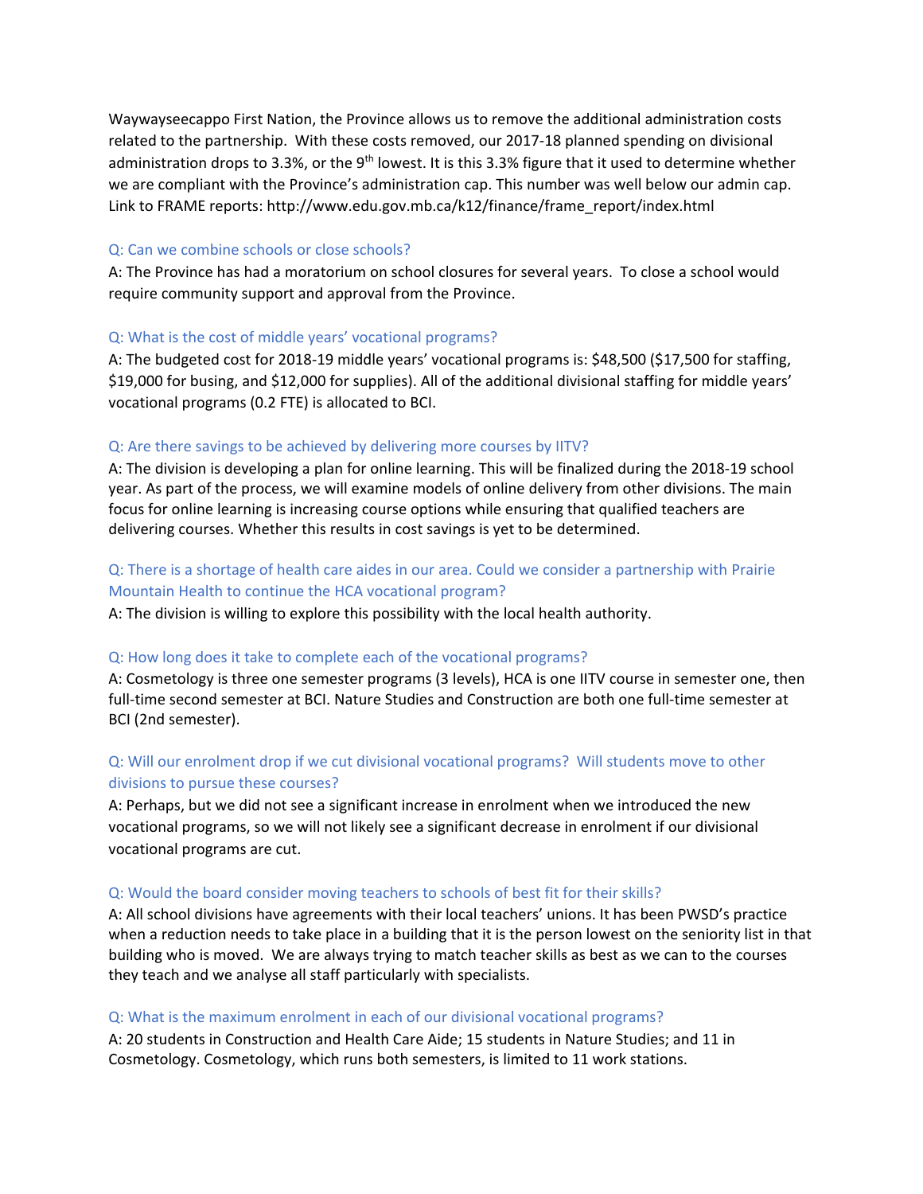Waywayseecappo First Nation, the Province allows us to remove the additional administration costs related to the partnership. With these costs removed, our 2017-18 planned spending on divisional administration drops to 3.3%, or the 9th lowest. It is this 3.3% figure that it used to determine whether we are compliant with the Province's administration cap. This number was well below our admin cap. Link to FRAME reports: http://www.edu.gov.mb.ca/k12/finance/frame_report/index.html

Q: Can we combine schools or close schools?

A: The Province has had a moratorium on school closures for several years. To close a school would require community support and approval from the Province.

Q: What is the cost of middle years' vocational programs?

A: The budgeted cost for 2018-19 middle years' vocational programs is: $48,500 ($17,500 for staffing, $19,000 for busing, and $12,000 for supplies). All of the additional divisional staffing for middle years' vocational programs (0.2 FTE) is allocated to BCI.

Q: Are there savings to be achieved by delivering more courses by IITV?

A: The division is developing a plan for online learning. This will be finalized during the 2018-19 school year. As part of the process, we will examine models of online delivery from other divisions. The main focus for online learning is increasing course options while ensuring that qualified teachers are delivering courses. Whether this results in cost savings is yet to be determined.

Q: There is a shortage of health care aides in our area. Could we consider a partnership with Prairie Mountain Health to continue the HCA vocational program?

A: The division is willing to explore this possibility with the local health authority.

Q: How long does it take to complete each of the vocational programs?

A: Cosmetology is three one semester programs (3 levels), HCA is one IITV course in semester one, then full-time second semester at BCI. Nature Studies and Construction are both one full-time semester at BCI (2nd semester).

Q: Will our enrolment drop if we cut divisional vocational programs? Will students move to other divisions to pursue these courses?

A: Perhaps, but we did not see a significant increase in enrolment when we introduced the new vocational programs, so we will not likely see a significant decrease in enrolment if our divisional vocational programs are cut.

Q: Would the board consider moving teachers to schools of best fit for their skills?

A: All school divisions have agreements with their local teachers' unions. It has been PWSD's practice when a reduction needs to take place in a building that it is the person lowest on the seniority list in that building who is moved. We are always trying to match teacher skills as best as we can to the courses they teach and we analyse all staff particularly with specialists.

Q: What is the maximum enrolment in each of our divisional vocational programs?

A: 20 students in Construction and Health Care Aide; 15 students in Nature Studies; and 11 in Cosmetology. Cosmetology, which runs both semesters, is limited to 11 work stations.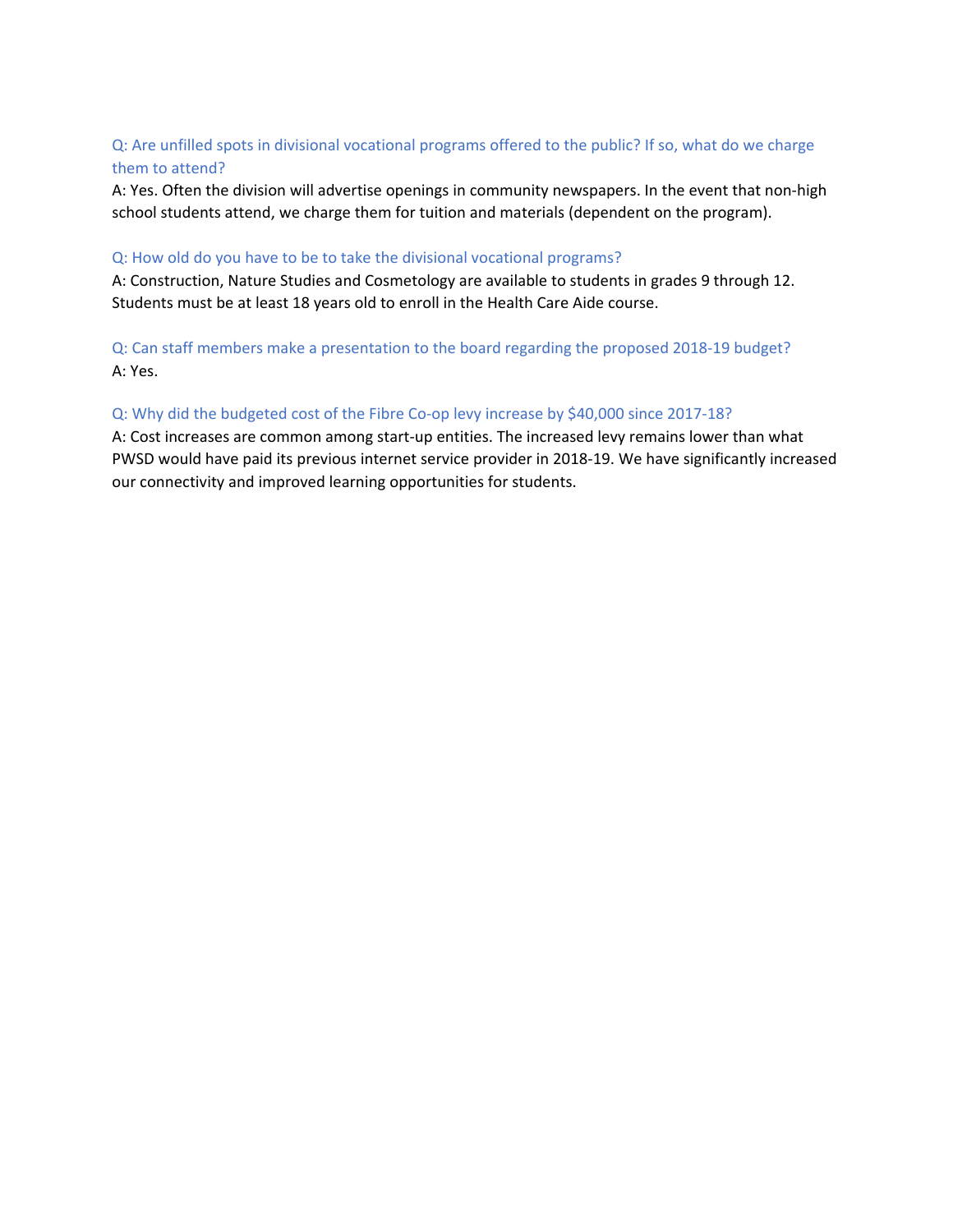Q: Are unfilled spots in divisional vocational programs offered to the public? If so, what do we charge them to attend?

A: Yes. Often the division will advertise openings in community newspapers. In the event that non-high school students attend, we charge them for tuition and materials (dependent on the program).

Q: How old do you have to be to take the divisional vocational programs?

A: Construction, Nature Studies and Cosmetology are available to students in grades 9 through 12. Students must be at least 18 years old to enroll in the Health Care Aide course.

Q: Can staff members make a presentation to the board regarding the proposed 2018-19 budget?

A: Yes.

Q: Why did the budgeted cost of the Fibre Co-op levy increase by $40,000 since 2017-18?

A: Cost increases are common among start-up entities. The increased levy remains lower than what PWSD would have paid its previous internet service provider in 2018-19. We have significantly increased our connectivity and improved learning opportunities for students.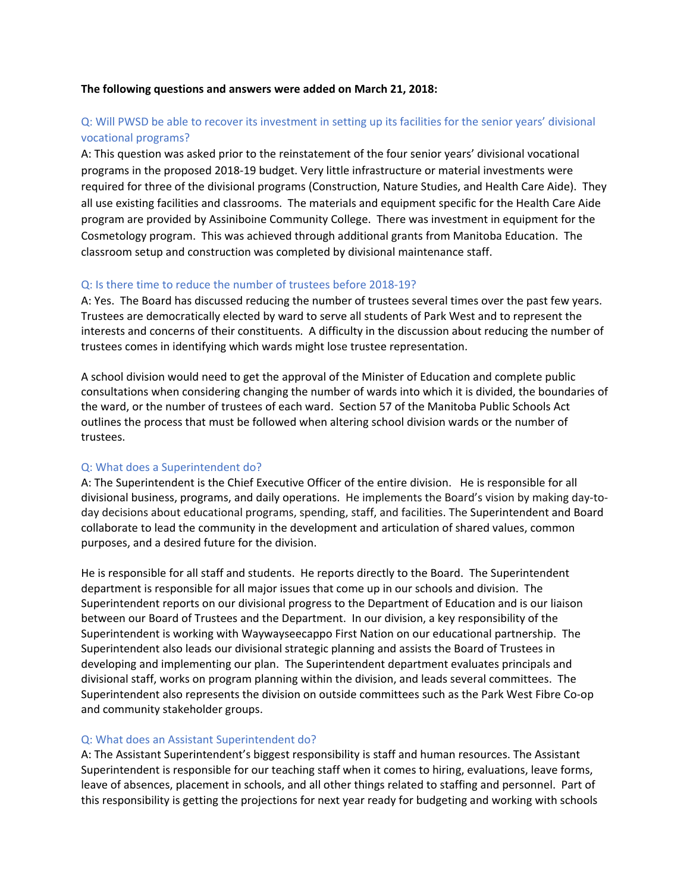**The following questions and answers were added on March 21, 2018:**

### Q: Will PWSD be able to recover its investment in setting up its facilities for the senior years' divisional vocational programs?

A: This question was asked prior to the reinstatement of the four senior years' divisional vocational programs in the proposed 2018-19 budget. Very little infrastructure or material investments were required for three of the divisional programs (Construction, Nature Studies, and Health Care Aide). They all use existing facilities and classrooms. The materials and equipment specific for the Health Care Aide program are provided by Assiniboine Community College. There was investment in equipment for the Cosmetology program. This was achieved through additional grants from Manitoba Education. The classroom setup and construction was completed by divisional maintenance staff.

### Q: Is there time to reduce the number of trustees before 2018-19?

A: Yes. The Board has discussed reducing the number of trustees several times over the past few years. Trustees are democratically elected by ward to serve all students of Park West and to represent the interests and concerns of their constituents. A difficulty in the discussion about reducing the number of trustees comes in identifying which wards might lose trustee representation.

A school division would need to get the approval of the Minister of Education and complete public consultations when considering changing the number of wards into which it is divided, the boundaries of the ward, or the number of trustees of each ward. Section 57 of the Manitoba Public Schools Act outlines the process that must be followed when altering school division wards or the number of trustees.

### Q: What does a Superintendent do?

A: The Superintendent is the Chief Executive Officer of the entire division. He is responsible for all divisional business, programs, and daily operations. He implements the Board's vision by making day-to-day decisions about educational programs, spending, staff, and facilities. The Superintendent and Board collaborate to lead the community in the development and articulation of shared values, common purposes, and a desired future for the division.

He is responsible for all staff and students. He reports directly to the Board. The Superintendent department is responsible for all major issues that come up in our schools and division. The Superintendent reports on our divisional progress to the Department of Education and is our liaison between our Board of Trustees and the Department. In our division, a key responsibility of the Superintendent is working with Waywayseecappo First Nation on our educational partnership. The Superintendent also leads our divisional strategic planning and assists the Board of Trustees in developing and implementing our plan. The Superintendent department evaluates principals and divisional staff, works on program planning within the division, and leads several committees. The Superintendent also represents the division on outside committees such as the Park West Fibre Co-op and community stakeholder groups.

### Q: What does an Assistant Superintendent do?

A: The Assistant Superintendent's biggest responsibility is staff and human resources. The Assistant Superintendent is responsible for our teaching staff when it comes to hiring, evaluations, leave forms, leave of absences, placement in schools, and all other things related to staffing and personnel. Part of this responsibility is getting the projections for next year ready for budgeting and working with schools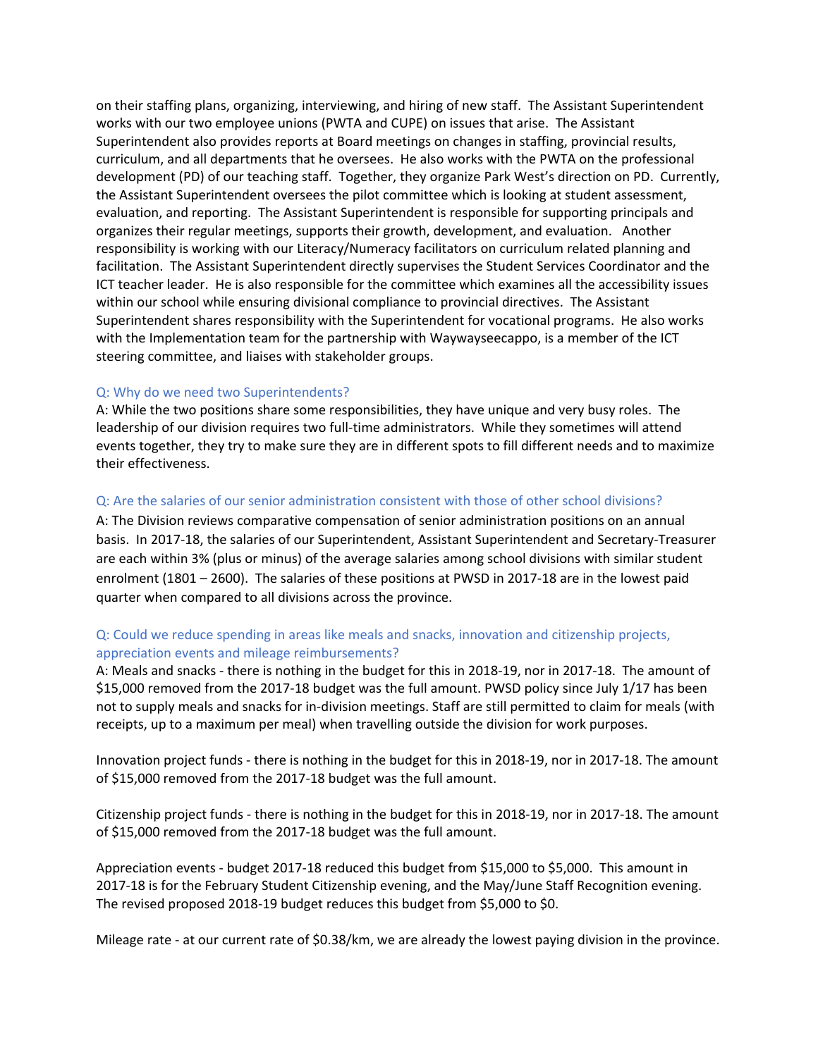on their staffing plans, organizing, interviewing, and hiring of new staff. The Assistant Superintendent works with our two employee unions (PWTA and CUPE) on issues that arise. The Assistant Superintendent also provides reports at Board meetings on changes in staffing, provincial results, curriculum, and all departments that he oversees. He also works with the PWTA on the professional development (PD) of our teaching staff. Together, they organize Park West's direction on PD. Currently, the Assistant Superintendent oversees the pilot committee which is looking at student assessment, evaluation, and reporting. The Assistant Superintendent is responsible for supporting principals and organizes their regular meetings, supports their growth, development, and evaluation. Another responsibility is working with our Literacy/Numeracy facilitators on curriculum related planning and facilitation. The Assistant Superintendent directly supervises the Student Services Coordinator and the ICT teacher leader. He is also responsible for the committee which examines all the accessibility issues within our school while ensuring divisional compliance to provincial directives. The Assistant Superintendent shares responsibility with the Superintendent for vocational programs. He also works with the Implementation team for the partnership with Waywayseecappo, is a member of the ICT steering committee, and liaises with stakeholder groups.

### Q: Why do we need two Superintendents?

A: While the two positions share some responsibilities, they have unique and very busy roles. The leadership of our division requires two full-time administrators. While they sometimes will attend events together, they try to make sure they are in different spots to fill different needs and to maximize their effectiveness.

### Q: Are the salaries of our senior administration consistent with those of other school divisions?

A: The Division reviews comparative compensation of senior administration positions on an annual basis. In 2017-18, the salaries of our Superintendent, Assistant Superintendent and Secretary-Treasurer are each within 3% (plus or minus) of the average salaries among school divisions with similar student enrolment (1801 – 2600). The salaries of these positions at PWSD in 2017-18 are in the lowest paid quarter when compared to all divisions across the province.

### Q: Could we reduce spending in areas like meals and snacks, innovation and citizenship projects, appreciation events and mileage reimbursements?

A: Meals and snacks - there is nothing in the budget for this in 2018-19, nor in 2017-18. The amount of $15,000 removed from the 2017-18 budget was the full amount. PWSD policy since July 1/17 has been not to supply meals and snacks for in-division meetings. Staff are still permitted to claim for meals (with receipts, up to a maximum per meal) when travelling outside the division for work purposes.

Innovation project funds - there is nothing in the budget for this in 2018-19, nor in 2017-18. The amount of $15,000 removed from the 2017-18 budget was the full amount.

Citizenship project funds - there is nothing in the budget for this in 2018-19, nor in 2017-18. The amount of $15,000 removed from the 2017-18 budget was the full amount.

Appreciation events - budget 2017-18 reduced this budget from $15,000 to $5,000. This amount in 2017-18 is for the February Student Citizenship evening, and the May/June Staff Recognition evening. The revised proposed 2018-19 budget reduces this budget from $5,000 to $0.

Mileage rate - at our current rate of $0.38/km, we are already the lowest paying division in the province.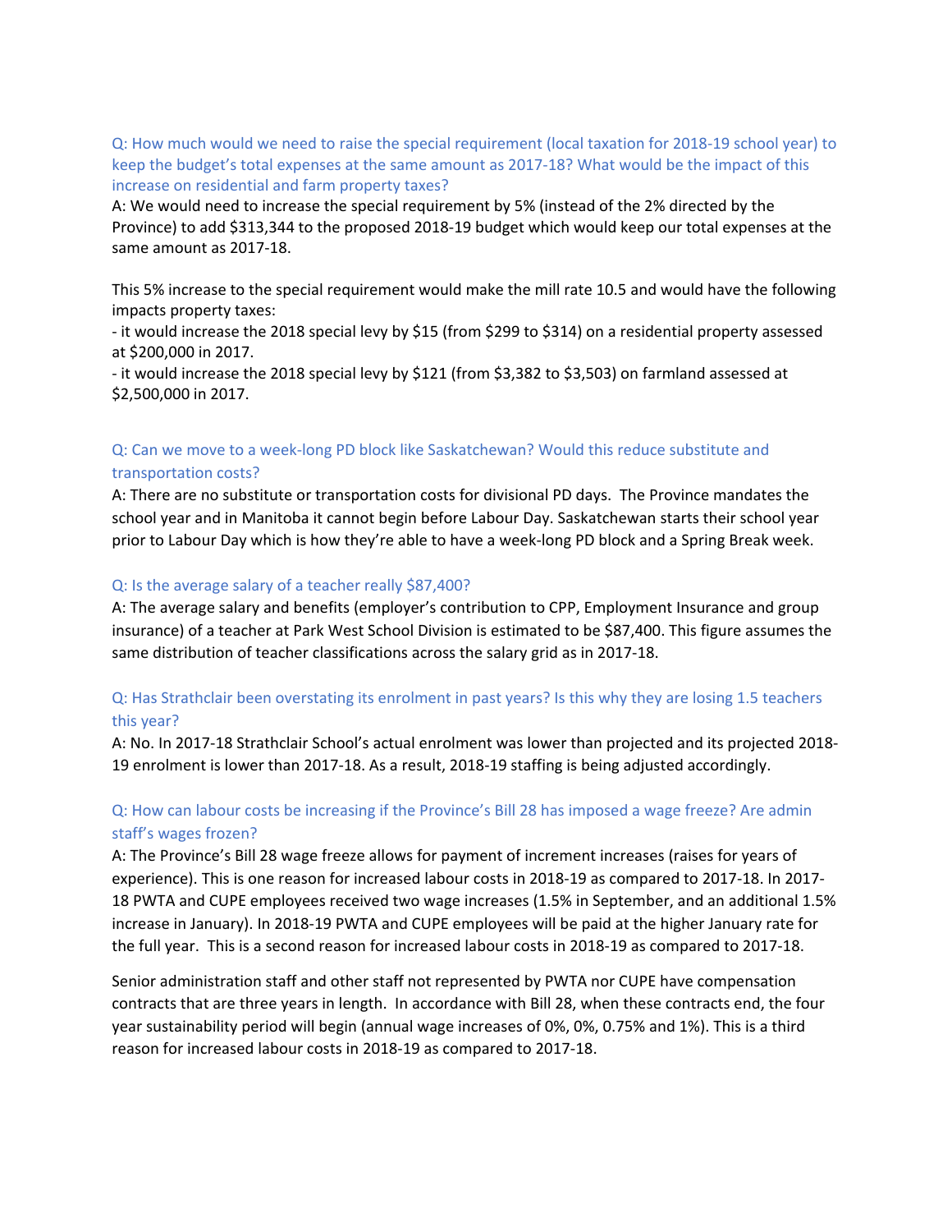Q: How much would we need to raise the special requirement (local taxation for 2018-19 school year) to keep the budget's total expenses at the same amount as 2017-18? What would be the impact of this increase on residential and farm property taxes?

A: We would need to increase the special requirement by 5% (instead of the 2% directed by the Province) to add $313,344 to the proposed 2018-19 budget which would keep our total expenses at the same amount as 2017-18.

This 5% increase to the special requirement would make the mill rate 10.5 and would have the following impacts property taxes:

- it would increase the 2018 special levy by $15 (from $299 to $314) on a residential property assessed at $200,000 in 2017.
- it would increase the 2018 special levy by $121 (from $3,382 to $3,503) on farmland assessed at $2,500,000 in 2017.

Q: Can we move to a week-long PD block like Saskatchewan? Would this reduce substitute and transportation costs?

A: There are no substitute or transportation costs for divisional PD days. The Province mandates the school year and in Manitoba it cannot begin before Labour Day. Saskatchewan starts their school year prior to Labour Day which is how they're able to have a week-long PD block and a Spring Break week.

Q: Is the average salary of a teacher really $87,400?

A: The average salary and benefits (employer's contribution to CPP, Employment Insurance and group insurance) of a teacher at Park West School Division is estimated to be $87,400. This figure assumes the same distribution of teacher classifications across the salary grid as in 2017-18.

Q: Has Strathclair been overstating its enrolment in past years? Is this why they are losing 1.5 teachers this year?

A: No. In 2017-18 Strathclair School's actual enrolment was lower than projected and its projected 2018-19 enrolment is lower than 2017-18. As a result, 2018-19 staffing is being adjusted accordingly.

Q: How can labour costs be increasing if the Province's Bill 28 has imposed a wage freeze? Are admin staff's wages frozen?

A: The Province's Bill 28 wage freeze allows for payment of increment increases (raises for years of experience). This is one reason for increased labour costs in 2018-19 as compared to 2017-18. In 2017-18 PWTA and CUPE employees received two wage increases (1.5% in September, and an additional 1.5% increase in January). In 2018-19 PWTA and CUPE employees will be paid at the higher January rate for the full year. This is a second reason for increased labour costs in 2018-19 as compared to 2017-18.

Senior administration staff and other staff not represented by PWTA nor CUPE have compensation contracts that are three years in length. In accordance with Bill 28, when these contracts end, the four year sustainability period will begin (annual wage increases of 0%, 0%, 0.75% and 1%). This is a third reason for increased labour costs in 2018-19 as compared to 2017-18.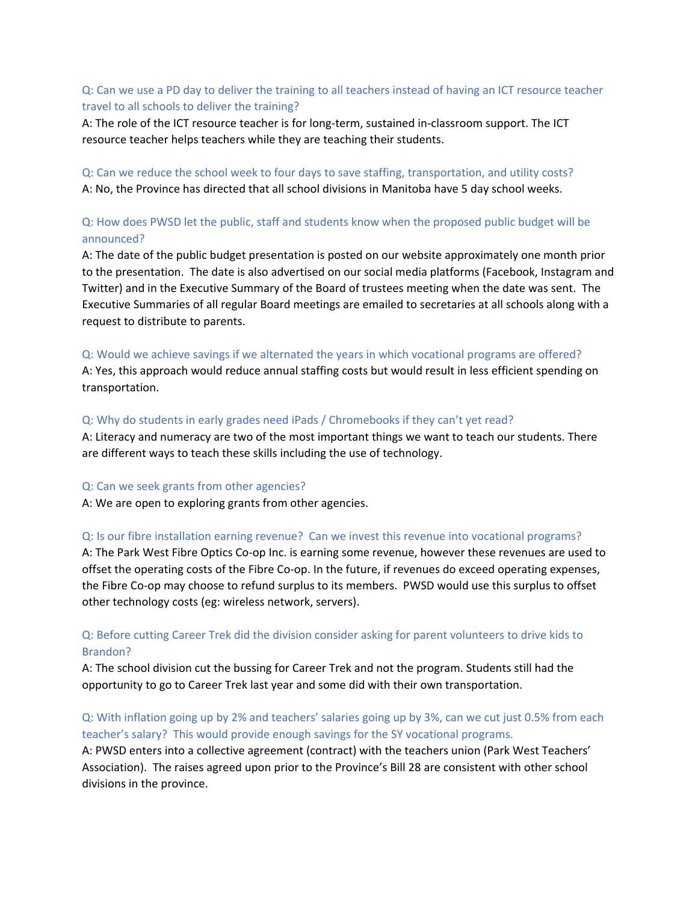Q: Can we use a PD day to deliver the training to all teachers instead of having an ICT resource teacher travel to all schools to deliver the training?

A: The role of the ICT resource teacher is for long-term, sustained in-classroom support. The ICT resource teacher helps teachers while they are teaching their students.

Q: Can we reduce the school week to four days to save staffing, transportation, and utility costs?

A: No, the Province has directed that all school divisions in Manitoba have 5 day school weeks.

Q: How does PWSD let the public, staff and students know when the proposed public budget will be announced?

A: The date of the public budget presentation is posted on our website approximately one month prior to the presentation. The date is also advertised on our social media platforms (Facebook, Instagram and Twitter) and in the Executive Summary of the Board of trustees meeting when the date was sent. The Executive Summaries of all regular Board meetings are emailed to secretaries at all schools along with a request to distribute to parents.

Q: Would we achieve savings if we alternated the years in which vocational programs are offered?

A: Yes, this approach would reduce annual staffing costs but would result in less efficient spending on transportation.

Q: Why do students in early grades need iPads / Chromebooks if they can't yet read?

A: Literacy and numeracy are two of the most important things we want to teach our students. There are different ways to teach these skills including the use of technology.

Q: Can we seek grants from other agencies?

A: We are open to exploring grants from other agencies.

Q: Is our fibre installation earning revenue? Can we invest this revenue into vocational programs?

A: The Park West Fibre Optics Co-op Inc. is earning some revenue, however these revenues are used to offset the operating costs of the Fibre Co-op. In the future, if revenues do exceed operating expenses, the Fibre Co-op may choose to refund surplus to its members. PWSD would use this surplus to offset other technology costs (eg: wireless network, servers).

Q: Before cutting Career Trek did the division consider asking for parent volunteers to drive kids to Brandon?

A: The school division cut the bussing for Career Trek and not the program. Students still had the opportunity to go to Career Trek last year and some did with their own transportation.

Q: With inflation going up by 2% and teachers' salaries going up by 3%, can we cut just 0.5% from each teacher's salary? This would provide enough savings for the SY vocational programs.

A: PWSD enters into a collective agreement (contract) with the teachers union (Park West Teachers' Association). The raises agreed upon prior to the Province's Bill 28 are consistent with other school divisions in the province.